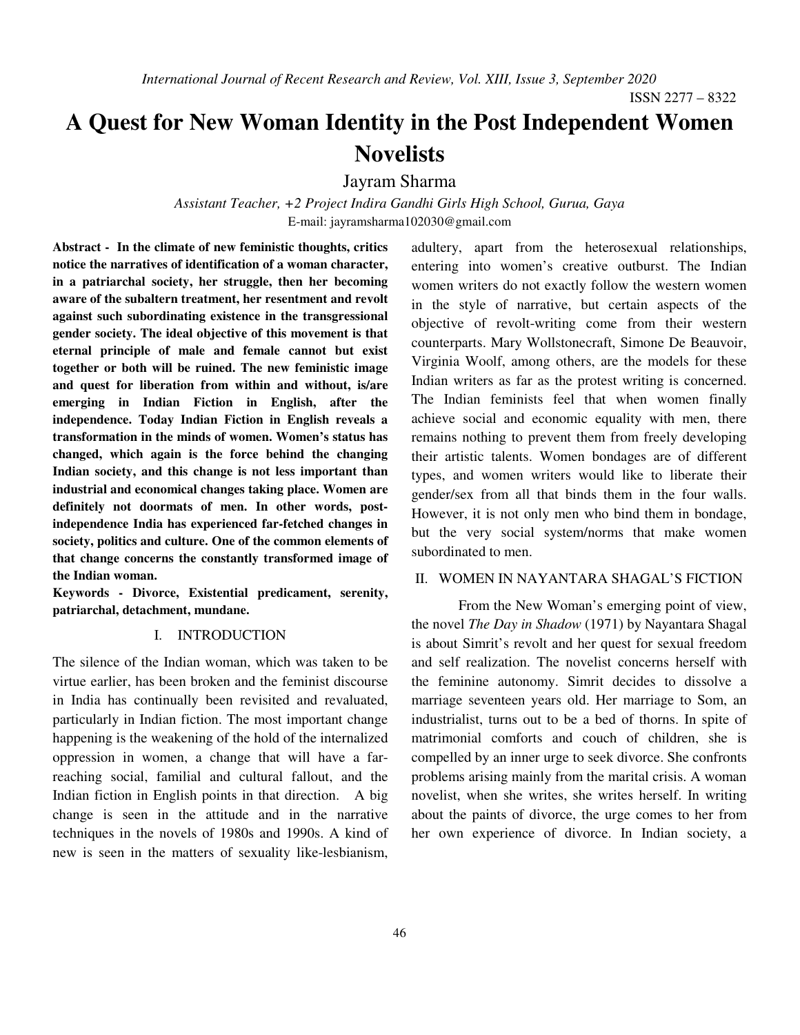# A Quest for New Woman Identity in the Post Independent Women Novelists

Jayram Sharma

*Assistant Teacher, +2 Project Indira Gandhi Girls High School, Gurua, Gaya*

E-mail: jayramsharma102030@gmail.com

**Abstract - In the climate of new feministic thoughts, critics notice the narratives of identification of a woman character, in a patriarchal society, her struggle, then her becoming aware of the subaltern treatment, her resentment and revolt against such subordinating existence in the transgressional gender society. The ideal objective of this movement is that eternal principle of male and female cannot but exist together or both will be ruined. The new feministic image and quest for liberation from within and without, is/are emerging in Indian Fiction in English, after the independence. Today Indian Fiction in English reveals a transformation in the minds of women. Women's status has changed, which again is the force behind the changing Indian society, and this change is not less important than industrial and economical changes taking place. Women are definitely not doormats of men. In other words, post-independence India has experienced far-fetched changes in society, politics and culture. One of the common elements of that change concerns the constantly transformed image of the Indian woman.**

**Keywords - Divorce, Existential predicament, serenity, patriarchal, detachment, mundane.**

## I. INTRODUCTION

The silence of the Indian woman, which was taken to be virtue earlier, has been broken and the feminist discourse in India has continually been revisited and revaluated, particularly in Indian fiction. The most important change happening is the weakening of the hold of the internalized oppression in women, a change that will have a far-reaching social, familial and cultural fallout, and the Indian fiction in English points in that direction. A big change is seen in the attitude and in the narrative techniques in the novels of 1980s and 1990s. A kind of new is seen in the matters of sexuality like-lesbianism, adultery, apart from the heterosexual relationships, entering into women's creative outburst. The Indian women writers do not exactly follow the western women in the style of narrative, but certain aspects of the objective of revolt-writing come from their western counterparts. Mary Wollstonecraft, Simone De Beauvoir, Virginia Woolf, among others, are the models for these Indian writers as far as the protest writing is concerned. The Indian feminists feel that when women finally achieve social and economic equality with men, there remains nothing to prevent them from freely developing their artistic talents. Women bondages are of different types, and women writers would like to liberate their gender/sex from all that binds them in the four walls. However, it is not only men who bind them in bondage, but the very social system/norms that make women subordinated to men.

## II. WOMEN IN NAYANTARA SHAGAL'S FICTION

From the New Woman's emerging point of view, the novel *The Day in Shadow* (1971) by Nayantara Shagal is about Simrit's revolt and her quest for sexual freedom and self realization. The novelist concerns herself with the feminine autonomy. Simrit decides to dissolve a marriage seventeen years old. Her marriage to Som, an industrialist, turns out to be a bed of thorns. In spite of matrimonial comforts and couch of children, she is compelled by an inner urge to seek divorce. She confronts problems arising mainly from the marital crisis. A woman novelist, when she writes, she writes herself. In writing about the paints of divorce, the urge comes to her from her own experience of divorce. In Indian society, a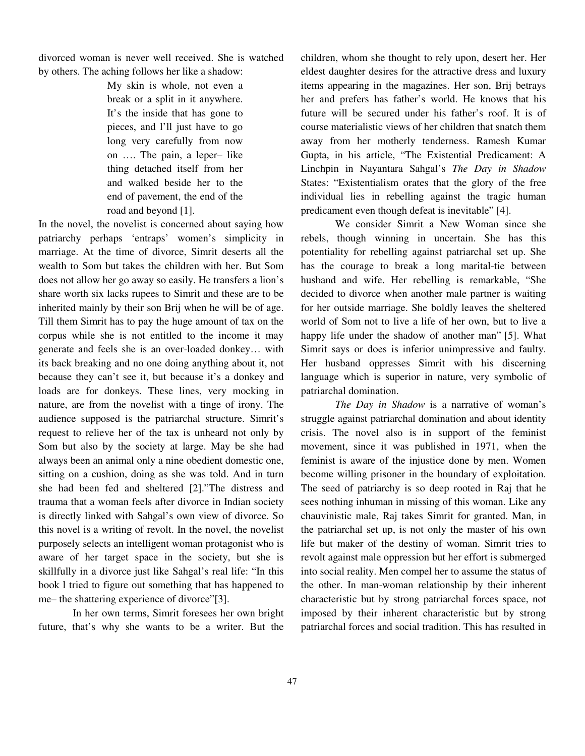divorced woman is never well received. She is watched by others. The aching follows her like a shadow:

> My skin is whole, not even a break or a split in it anywhere. It's the inside that has gone to pieces, and I'll just have to go long very carefully from now on …. The pain, a leper– like thing detached itself from her and walked beside her to the end of pavement, the end of the road and beyond [1].

In the novel, the novelist is concerned about saying how patriarchy perhaps 'entraps' women's simplicity in marriage. At the time of divorce, Simrit deserts all the wealth to Som but takes the children with her. But Som does not allow her go away so easily. He transfers a lion's share worth six lacks rupees to Simrit and these are to be inherited mainly by their son Brij when he will be of age. Till them Simrit has to pay the huge amount of tax on the corpus while she is not entitled to the income it may generate and feels she is an over-loaded donkey… with its back breaking and no one doing anything about it, not because they can't see it, but because it's a donkey and loads are for donkeys. These lines, very mocking in nature, are from the novelist with a tinge of irony. The audience supposed is the patriarchal structure. Simrit's request to relieve her of the tax is unheard not only by Som but also by the society at large. May be she had always been an animal only a nine obedient domestic one, sitting on a cushion, doing as she was told. And in turn she had been fed and sheltered [2]."The distress and trauma that a woman feels after divorce in Indian society is directly linked with Sahgal's own view of divorce. So this novel is a writing of revolt. In the novel, the novelist purposely selects an intelligent woman protagonist who is aware of her target space in the society, but she is skillfully in a divorce just like Sahgal's real life: "In this book I tried to figure out something that has happened to me– the shattering experience of divorce"[3].

In her own terms, Simrit foresees her own bright future, that's why she wants to be a writer. But the children, whom she thought to rely upon, desert her. Her eldest daughter desires for the attractive dress and luxury items appearing in the magazines. Her son, Brij betrays her and prefers has father's world. He knows that his future will be secured under his father's roof. It is of course materialistic views of her children that snatch them away from her motherly tenderness. Ramesh Kumar Gupta, in his article, "The Existential Predicament: A Linchpin in Nayantara Sahgal's *The Day in Shadow* States: "Existentialism orates that the glory of the free individual lies in rebelling against the tragic human predicament even though defeat is inevitable" [4].

We consider Simrit a New Woman since she rebels, though winning in uncertain. She has this potentiality for rebelling against patriarchal set up. She has the courage to break a long marital-tie between husband and wife. Her rebelling is remarkable, "She decided to divorce when another male partner is waiting for her outside marriage. She boldly leaves the sheltered world of Som not to live a life of her own, but to live a happy life under the shadow of another man" [5]. What Simrit says or does is inferior unimpressive and faulty. Her husband oppresses Simrit with his discerning language which is superior in nature, very symbolic of patriarchal domination.

*The Day in Shadow* is a narrative of woman's struggle against patriarchal domination and about identity crisis. The novel also is in support of the feminist movement, since it was published in 1971, when the feminist is aware of the injustice done by men. Women become willing prisoner in the boundary of exploitation. The seed of patriarchy is so deep rooted in Raj that he sees nothing inhuman in missing of this woman. Like any chauvinistic male, Raj takes Simrit for granted. Man, in the patriarchal set up, is not only the master of his own life but maker of the destiny of woman. Simrit tries to revolt against male oppression but her effort is submerged into social reality. Men compel her to assume the status of the other. In man-woman relationship by their inherent characteristic but by strong patriarchal forces space, not imposed by their inherent characteristic but by strong patriarchal forces and social tradition. This has resulted in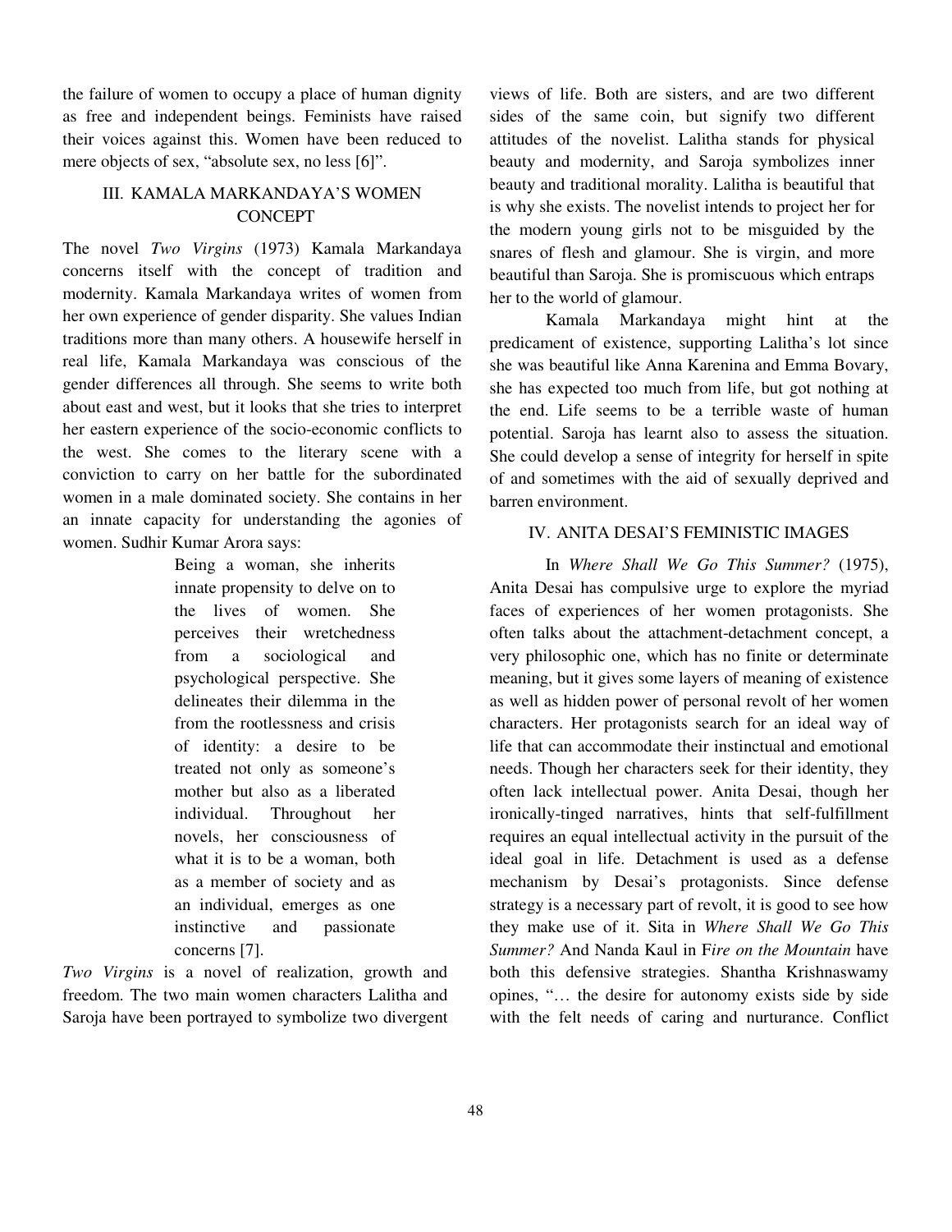the failure of women to occupy a place of human dignity as free and independent beings. Feminists have raised their voices against this. Women have been reduced to mere objects of sex, "absolute sex, no less [6]".

## III. KAMALA MARKANDAYA'S WOMEN CONCEPT

The novel *Two Virgins* (1973) Kamala Markandaya concerns itself with the concept of tradition and modernity. Kamala Markandaya writes of women from her own experience of gender disparity. She values Indian traditions more than many others. A housewife herself in real life, Kamala Markandaya was conscious of the gender differences all through. She seems to write both about east and west, but it looks that she tries to interpret her eastern experience of the socio-economic conflicts to the west. She comes to the literary scene with a conviction to carry on her battle for the subordinated women in a male dominated society. She contains in her an innate capacity for understanding the agonies of women. Sudhir Kumar Arora says:

> Being a woman, she inherits innate propensity to delve on to the lives of women. She perceives their wretchedness from a sociological and psychological perspective. She delineates their dilemma in the from the rootlessness and crisis of identity: a desire to be treated not only as someone's mother but also as a liberated individual. Throughout her novels, her consciousness of what it is to be a woman, both as a member of society and as an individual, emerges as one instinctive and passionate concerns [7].

*Two Virgins* is a novel of realization, growth and freedom. The two main women characters Lalitha and Saroja have been portrayed to symbolize two divergent views of life. Both are sisters, and are two different sides of the same coin, but signify two different attitudes of the novelist. Lalitha stands for physical beauty and modernity, and Saroja symbolizes inner beauty and traditional morality. Lalitha is beautiful that is why she exists. The novelist intends to project her for the modern young girls not to be misguided by the snares of flesh and glamour. She is virgin, and more beautiful than Saroja. She is promiscuous which entraps her to the world of glamour.

Kamala Markandaya might hint at the predicament of existence, supporting Lalitha's lot since she was beautiful like Anna Karenina and Emma Bovary, she has expected too much from life, but got nothing at the end. Life seems to be a terrible waste of human potential. Saroja has learnt also to assess the situation. She could develop a sense of integrity for herself in spite of and sometimes with the aid of sexually deprived and barren environment.

## IV. ANITA DESAI'S FEMINISTIC IMAGES

In *Where Shall We Go This Summer?* (1975), Anita Desai has compulsive urge to explore the myriad faces of experiences of her women protagonists. She often talks about the attachment-detachment concept, a very philosophic one, which has no finite or determinate meaning, but it gives some layers of meaning of existence as well as hidden power of personal revolt of her women characters. Her protagonists search for an ideal way of life that can accommodate their instinctual and emotional needs. Though her characters seek for their identity, they often lack intellectual power. Anita Desai, though her ironically-tinged narratives, hints that self-fulfillment requires an equal intellectual activity in the pursuit of the ideal goal in life. Detachment is used as a defense mechanism by Desai's protagonists. Since defense strategy is a necessary part of revolt, it is good to see how they make use of it. Sita in *Where Shall We Go This Summer?* And Nanda Kaul in *Fire on the Mountain* have both this defensive strategies. Shantha Krishnaswamy opines, "… the desire for autonomy exists side by side with the felt needs of caring and nurturance. Conflict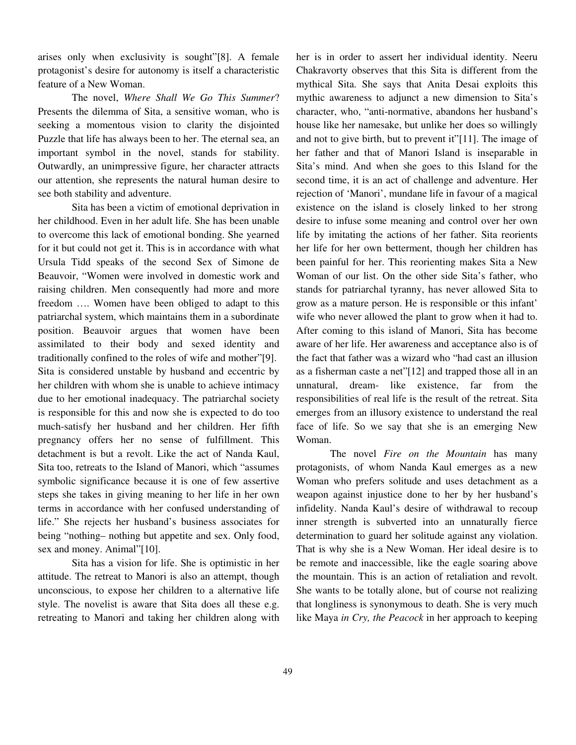arises only when exclusivity is sought"[8]. A female protagonist's desire for autonomy is itself a characteristic feature of a New Woman.

The novel, *Where Shall We Go This Summer*? Presents the dilemma of Sita, a sensitive woman, who is seeking a momentous vision to clarity the disjointed Puzzle that life has always been to her. The eternal sea, an important symbol in the novel, stands for stability. Outwardly, an unimpressive figure, her character attracts our attention, she represents the natural human desire to see both stability and adventure.

Sita has been a victim of emotional deprivation in her childhood. Even in her adult life. She has been unable to overcome this lack of emotional bonding. She yearned for it but could not get it. This is in accordance with what Ursula Tidd speaks of the second Sex of Simone de Beauvoir, "Women were involved in domestic work and raising children. Men consequently had more and more freedom …. Women have been obliged to adapt to this patriarchal system, which maintains them in a subordinate position. Beauvoir argues that women have been assimilated to their body and sexed identity and traditionally confined to the roles of wife and mother"[9]. Sita is considered unstable by husband and eccentric by her children with whom she is unable to achieve intimacy due to her emotional inadequacy. The patriarchal society is responsible for this and now she is expected to do too much-satisfy her husband and her children. Her fifth pregnancy offers her no sense of fulfillment. This detachment is but a revolt. Like the act of Nanda Kaul, Sita too, retreats to the Island of Manori, which "assumes symbolic significance because it is one of few assertive steps she takes in giving meaning to her life in her own terms in accordance with her confused understanding of life." She rejects her husband's business associates for being "nothing– nothing but appetite and sex. Only food, sex and money. Animal"[10].

Sita has a vision for life. She is optimistic in her attitude. The retreat to Manori is also an attempt, though unconscious, to expose her children to a alternative life style. The novelist is aware that Sita does all these e.g. retreating to Manori and taking her children along with her is in order to assert her individual identity. Neeru Chakravorty observes that this Sita is different from the mythical Sita. She says that Anita Desai exploits this mythic awareness to adjunct a new dimension to Sita's character, who, "anti-normative, abandons her husband's house like her namesake, but unlike her does so willingly and not to give birth, but to prevent it"[11]. The image of her father and that of Manori Island is inseparable in Sita's mind. And when she goes to this Island for the second time, it is an act of challenge and adventure. Her rejection of 'Manori', mundane life in favour of a magical existence on the island is closely linked to her strong desire to infuse some meaning and control over her own life by imitating the actions of her father. Sita reorients her life for her own betterment, though her children has been painful for her. This reorienting makes Sita a New Woman of our list. On the other side Sita's father, who stands for patriarchal tyranny, has never allowed Sita to grow as a mature person. He is responsible or this infant' wife who never allowed the plant to grow when it had to. After coming to this island of Manori, Sita has become aware of her life. Her awareness and acceptance also is of the fact that father was a wizard who "had cast an illusion as a fisherman caste a net"[12] and trapped those all in an unnatural, dream- like existence, far from the responsibilities of real life is the result of the retreat. Sita emerges from an illusory existence to understand the real face of life. So we say that she is an emerging New Woman.

The novel *Fire on the Mountain* has many protagonists, of whom Nanda Kaul emerges as a new Woman who prefers solitude and uses detachment as a weapon against injustice done to her by her husband's infidelity. Nanda Kaul's desire of withdrawal to recoup inner strength is subverted into an unnaturally fierce determination to guard her solitude against any violation. That is why she is a New Woman. Her ideal desire is to be remote and inaccessible, like the eagle soaring above the mountain. This is an action of retaliation and revolt. She wants to be totally alone, but of course not realizing that longliness is synonymous to death. She is very much like Maya *in Cry, the Peacock* in her approach to keeping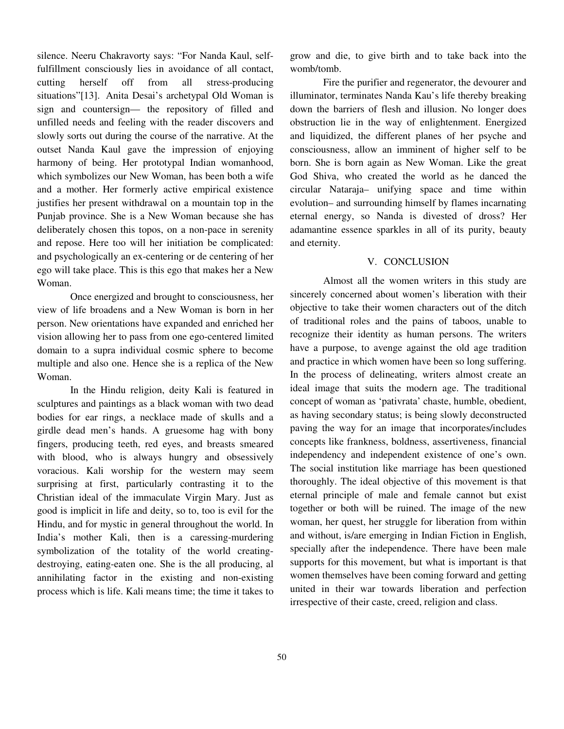silence. Neeru Chakravorty says: "For Nanda Kaul, self-fulfillment consciously lies in avoidance of all contact, cutting herself off from all stress-producing situations"[13]. Anita Desai's archetypal Old Woman is sign and countersign— the repository of filled and unfilled needs and feeling with the reader discovers and slowly sorts out during the course of the narrative. At the outset Nanda Kaul gave the impression of enjoying harmony of being. Her prototypal Indian womanhood, which symbolizes our New Woman, has been both a wife and a mother. Her formerly active empirical existence justifies her present withdrawal on a mountain top in the Punjab province. She is a New Woman because she has deliberately chosen this topos, on a non-pace in serenity and repose. Here too will her initiation be complicated: and psychologically an ex-centering or de centering of her ego will take place. This is this ego that makes her a New Woman.

Once energized and brought to consciousness, her view of life broadens and a New Woman is born in her person. New orientations have expanded and enriched her vision allowing her to pass from one ego-centered limited domain to a supra individual cosmic sphere to become multiple and also one. Hence she is a replica of the New Woman.

In the Hindu religion, deity Kali is featured in sculptures and paintings as a black woman with two dead bodies for ear rings, a necklace made of skulls and a girdle dead men's hands. A gruesome hag with bony fingers, producing teeth, red eyes, and breasts smeared with blood, who is always hungry and obsessively voracious. Kali worship for the western may seem surprising at first, particularly contrasting it to the Christian ideal of the immaculate Virgin Mary. Just as good is implicit in life and deity, so to, too is evil for the Hindu, and for mystic in general throughout the world. In India's mother Kali, then is a caressing-murdering symbolization of the totality of the world creating-destroying, eating-eaten one. She is the all producing, al annihilating factor in the existing and non-existing process which is life. Kali means time; the time it takes to grow and die, to give birth and to take back into the womb/tomb.

Fire the purifier and regenerator, the devourer and illuminator, terminates Nanda Kau's life thereby breaking down the barriers of flesh and illusion. No longer does obstruction lie in the way of enlightenment. Energized and liquidized, the different planes of her psyche and consciousness, allow an imminent of higher self to be born. She is born again as New Woman. Like the great God Shiva, who created the world as he danced the circular Nataraja– unifying space and time within evolution– and surrounding himself by flames incarnating eternal energy, so Nanda is divested of dross? Her adamantine essence sparkles in all of its purity, beauty and eternity.

## V. CONCLUSION

Almost all the women writers in this study are sincerely concerned about women's liberation with their objective to take their women characters out of the ditch of traditional roles and the pains of taboos, unable to recognize their identity as human persons. The writers have a purpose, to avenge against the old age tradition and practice in which women have been so long suffering. In the process of delineating, writers almost create an ideal image that suits the modern age. The traditional concept of woman as 'pativrata' chaste, humble, obedient, as having secondary status; is being slowly deconstructed paving the way for an image that incorporates/includes concepts like frankness, boldness, assertiveness, financial independency and independent existence of one's own. The social institution like marriage has been questioned thoroughly. The ideal objective of this movement is that eternal principle of male and female cannot but exist together or both will be ruined. The image of the new woman, her quest, her struggle for liberation from within and without, is/are emerging in Indian Fiction in English, specially after the independence. There have been male supports for this movement, but what is important is that women themselves have been coming forward and getting united in their war towards liberation and perfection irrespective of their caste, creed, religion and class.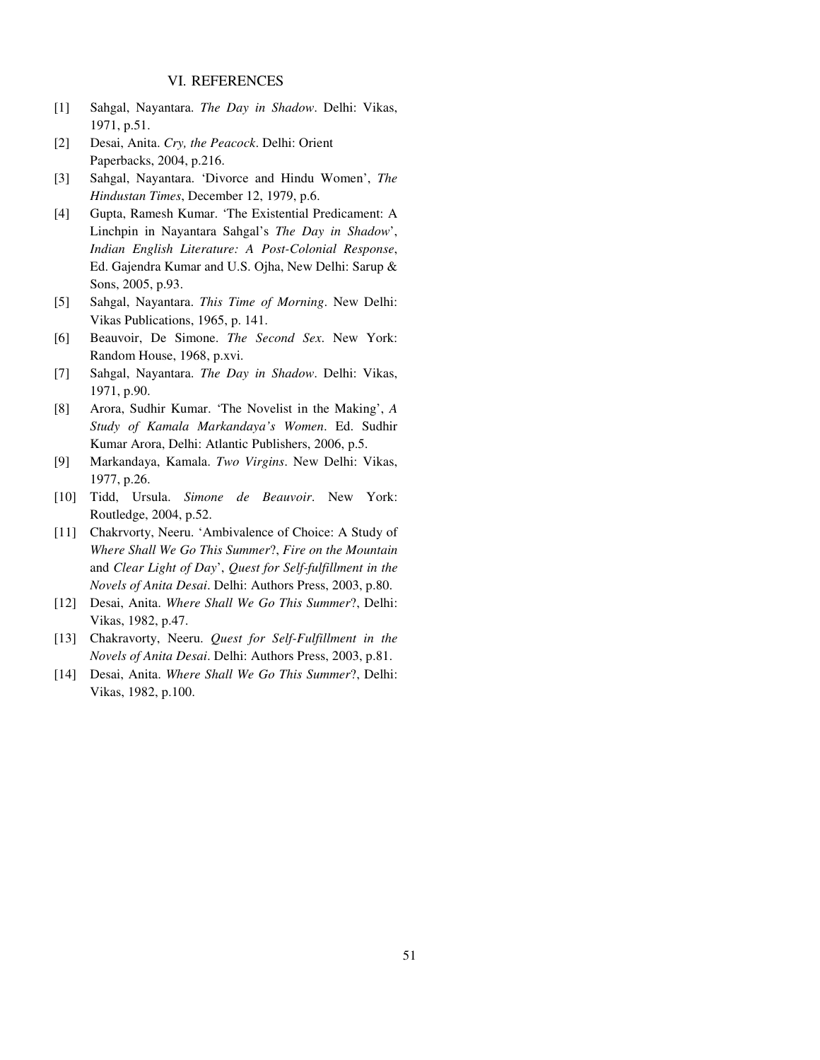## VI. REFERENCES

[1] Sahgal, Nayantara. *The Day in Shadow*. Delhi: Vikas, 1971, p.51.

[2] Desai, Anita. *Cry, the Peacock*. Delhi: Orient Paperbacks, 2004, p.216.

[3] Sahgal, Nayantara. 'Divorce and Hindu Women', *The Hindustan Times*, December 12, 1979, p.6.

[4] Gupta, Ramesh Kumar. 'The Existential Predicament: A Linchpin in Nayantara Sahgal's *The Day in Shadow*', *Indian English Literature: A Post-Colonial Response*, Ed. Gajendra Kumar and U.S. Ojha, New Delhi: Sarup & Sons, 2005, p.93.

[5] Sahgal, Nayantara. *This Time of Morning*. New Delhi: Vikas Publications, 1965, p. 141.

[6] Beauvoir, De Simone. *The Second Sex*. New York: Random House, 1968, p.xvi.

[7] Sahgal, Nayantara. *The Day in Shadow*. Delhi: Vikas, 1971, p.90.

[8] Arora, Sudhir Kumar. 'The Novelist in the Making', *A Study of Kamala Markandaya's Women*. Ed. Sudhir Kumar Arora, Delhi: Atlantic Publishers, 2006, p.5.

[9] Markandaya, Kamala. *Two Virgins*. New Delhi: Vikas, 1977, p.26.

[10] Tidd, Ursula. *Simone de Beauvoir*. New York: Routledge, 2004, p.52.

[11] Chakrvorty, Neeru. 'Ambivalence of Choice: A Study of *Where Shall We Go This Summer*?, *Fire on the Mountain* and *Clear Light of Day*', *Quest for Self-fulfillment in the Novels of Anita Desai*. Delhi: Authors Press, 2003, p.80.

[12] Desai, Anita. *Where Shall We Go This Summer*?, Delhi: Vikas, 1982, p.47.

[13] Chakravorty, Neeru. *Quest for Self-Fulfillment in the Novels of Anita Desai*. Delhi: Authors Press, 2003, p.81.

[14] Desai, Anita. *Where Shall We Go This Summer*?, Delhi: Vikas, 1982, p.100.